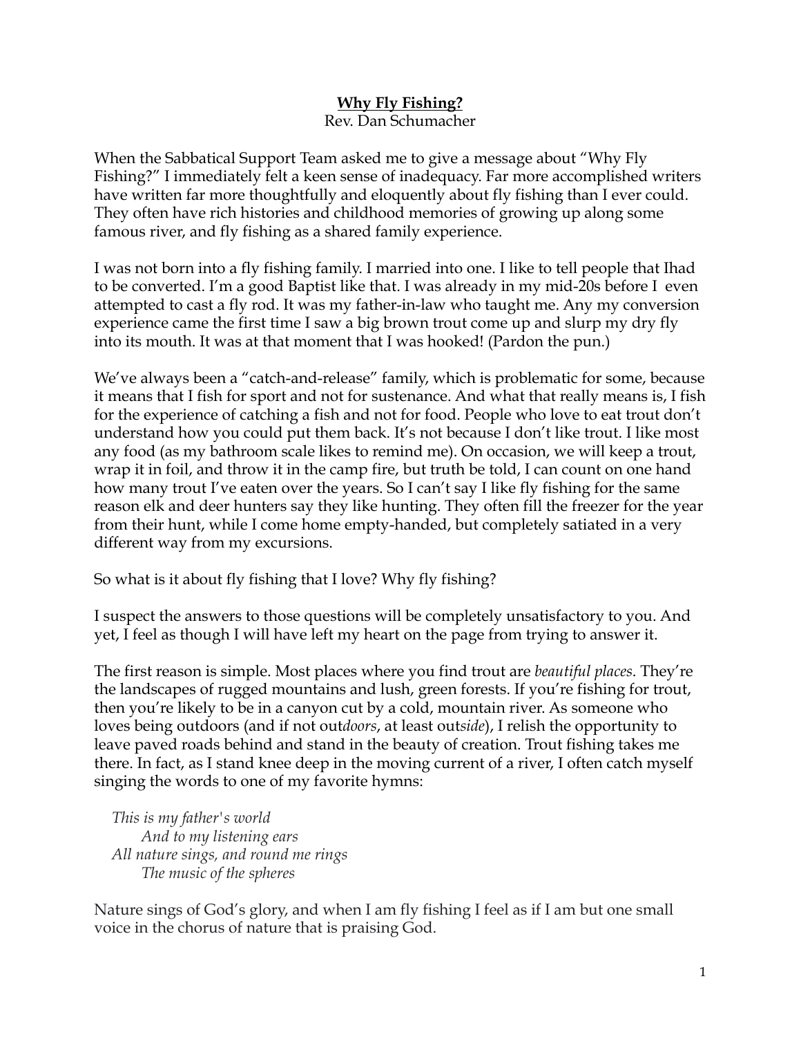**Why Fly Fishing?**

Rev. Dan Schumacher

When the Sabbatical Support Team asked me to give a message about "Why Fly Fishing?" I immediately felt a keen sense of inadequacy. Far more accomplished writers have written far more thoughtfully and eloquently about fly fishing than I ever could. They often have rich histories and childhood memories of growing up along some famous river, and fly fishing as a shared family experience.

I was not born into a fly fishing family. I married into one. I like to tell people that Ihad to be converted. I'm a good Baptist like that. I was already in my mid-20s before I even attempted to cast a fly rod. It was my father-in-law who taught me. Any my conversion experience came the first time I saw a big brown trout come up and slurp my dry fly into its mouth. It was at that moment that I was hooked! (Pardon the pun.)

We've always been a "catch-and-release" family, which is problematic for some, because it means that I fish for sport and not for sustenance. And what that really means is, I fish for the experience of catching a fish and not for food. People who love to eat trout don't understand how you could put them back. It's not because I don't like trout. I like most any food (as my bathroom scale likes to remind me). On occasion, we will keep a trout, wrap it in foil, and throw it in the camp fire, but truth be told, I can count on one hand how many trout I've eaten over the years. So I can't say I like fly fishing for the same reason elk and deer hunters say they like hunting. They often fill the freezer for the year from their hunt, while I come home empty-handed, but completely satiated in a very different way from my excursions.

So what is it about fly fishing that I love? Why fly fishing?

I suspect the answers to those questions will be completely unsatisfactory to you. And yet, I feel as though I will have left my heart on the page from trying to answer it.

The first reason is simple. Most places where you find trout are *beautiful places*. They're the landscapes of rugged mountains and lush, green forests. If you're fishing for trout, then you're likely to be in a canyon cut by a cold, mountain river. As someone who loves being outdoors (and if not out*doors*, at least out*side*), I relish the opportunity to leave paved roads behind and stand in the beauty of creation. Trout fishing takes me there. In fact, as I stand knee deep in the moving current of a river, I often catch myself singing the words to one of my favorite hymns:

> *This is my father's world*
> *And to my listening ears*
> *All nature sings, and round me rings*
> *The music of the spheres*

Nature sings of God's glory, and when I am fly fishing I feel as if I am but one small voice in the chorus of nature that is praising God.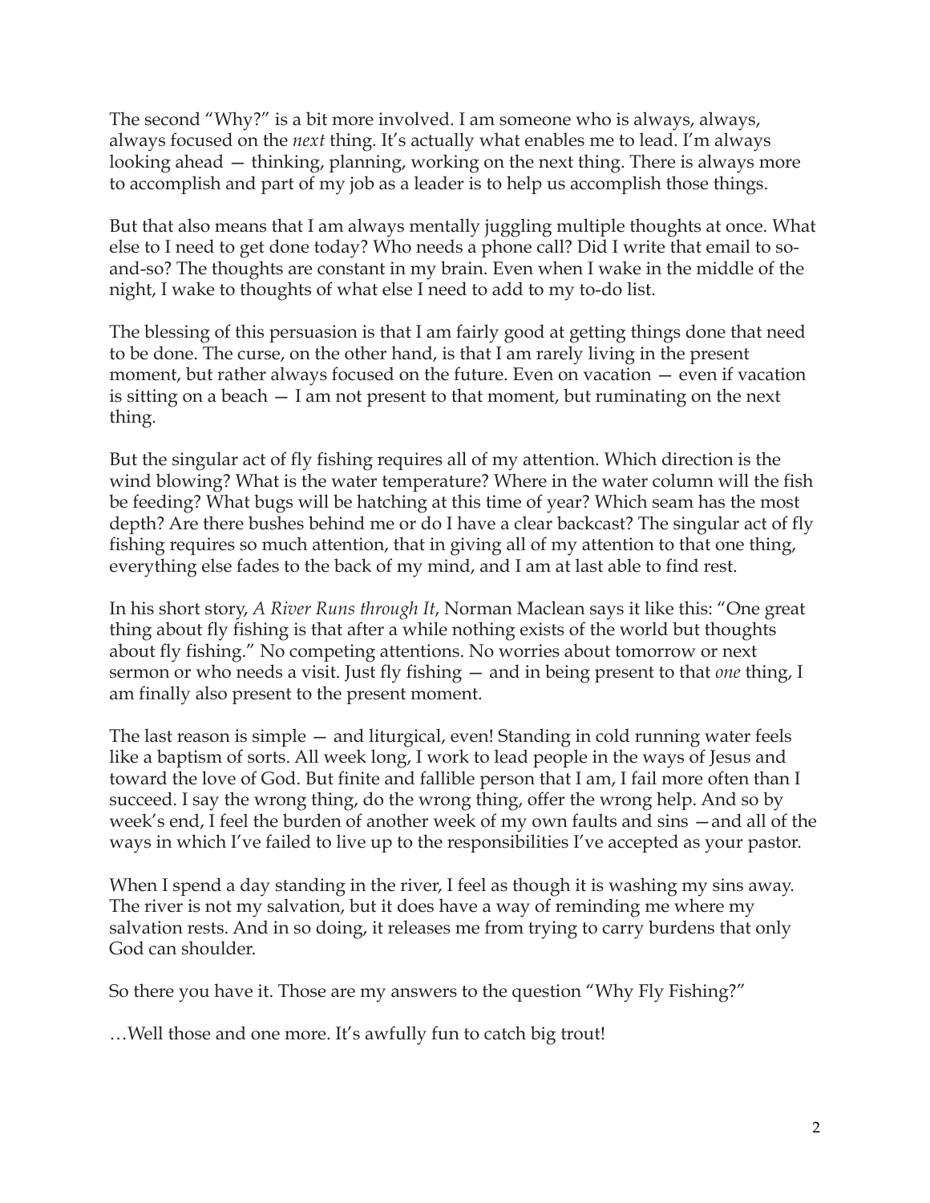The second "Why?" is a bit more involved. I am someone who is always, always, always focused on the *next* thing. It's actually what enables me to lead. I'm always looking ahead — thinking, planning, working on the next thing. There is always more to accomplish and part of my job as a leader is to help us accomplish those things.

But that also means that I am always mentally juggling multiple thoughts at once. What else to I need to get done today? Who needs a phone call? Did I write that email to so-and-so? The thoughts are constant in my brain. Even when I wake in the middle of the night, I wake to thoughts of what else I need to add to my to-do list.

The blessing of this persuasion is that I am fairly good at getting things done that need to be done. The curse, on the other hand, is that I am rarely living in the present moment, but rather always focused on the future. Even on vacation — even if vacation is sitting on a beach — I am not present to that moment, but ruminating on the next thing.

But the singular act of fly fishing requires all of my attention. Which direction is the wind blowing? What is the water temperature? Where in the water column will the fish be feeding? What bugs will be hatching at this time of year? Which seam has the most depth? Are there bushes behind me or do I have a clear backcast? The singular act of fly fishing requires so much attention, that in giving all of my attention to that one thing, everything else fades to the back of my mind, and I am at last able to find rest.

In his short story, *A River Runs through It*, Norman Maclean says it like this: "One great thing about fly fishing is that after a while nothing exists of the world but thoughts about fly fishing." No competing attentions. No worries about tomorrow or next sermon or who needs a visit. Just fly fishing — and in being present to that *one* thing, I am finally also present to the present moment.

The last reason is simple — and liturgical, even! Standing in cold running water feels like a baptism of sorts. All week long, I work to lead people in the ways of Jesus and toward the love of God. But finite and fallible person that I am, I fail more often than I succeed. I say the wrong thing, do the wrong thing, offer the wrong help. And so by week's end, I feel the burden of another week of my own faults and sins —and all of the ways in which I've failed to live up to the responsibilities I've accepted as your pastor.

When I spend a day standing in the river, I feel as though it is washing my sins away. The river is not my salvation, but it does have a way of reminding me where my salvation rests. And in so doing, it releases me from trying to carry burdens that only God can shoulder.

So there you have it. Those are my answers to the question "Why Fly Fishing?"

…Well those and one more. It's awfully fun to catch big trout!